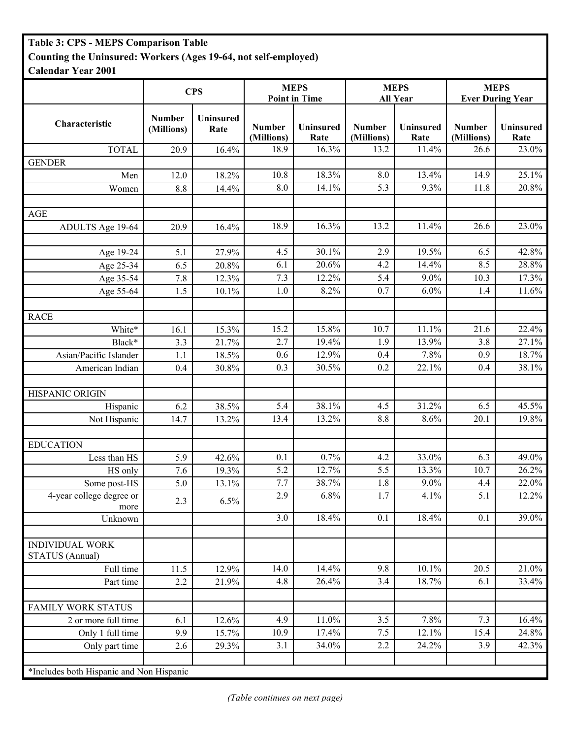**Table 3: CPS - MEPS Comparison Table**
**Counting the Uninsured: Workers (Ages 19-64, not self-employed)**
**Calendar Year 2001**

| | CPS | | MEPS Point in Time | | MEPS All Year | | MEPS Ever During Year | |
|---|---|---|---|---|---|---|---|---|
| **Characteristic** | **Number (Millions)** | **Uninsured Rate** | **Number (Millions)** | **Uninsured Rate** | **Number (Millions)** | **Uninsured Rate** | **Number (Millions)** | **Uninsured Rate** |
| TOTAL | 20.9 | 16.4% | 18.9 | 16.3% | 13.2 | 11.4% | 26.6 | 23.0% |
| GENDER | | | | | | | | |
| Men | 12.0 | 18.2% | 10.8 | 18.3% | 8.0 | 13.4% | 14.9 | 25.1% |
| Women | 8.8 | 14.4% | 8.0 | 14.1% | 5.3 | 9.3% | 11.8 | 20.8% |
| | | | | | | | | |
| AGE | | | | | | | | |
| ADULTS Age 19-64 | 20.9 | 16.4% | 18.9 | 16.3% | 13.2 | 11.4% | 26.6 | 23.0% |
| | | | | | | | | |
| Age 19-24 | 5.1 | 27.9% | 4.5 | 30.1% | 2.9 | 19.5% | 6.5 | 42.8% |
| Age 25-34 | 6.5 | 20.8% | 6.1 | 20.6% | 4.2 | 14.4% | 8.5 | 28.8% |
| Age 35-54 | 7.8 | 12.3% | 7.3 | 12.2% | 5.4 | 9.0% | 10.3 | 17.3% |
| Age 55-64 | 1.5 | 10.1% | 1.0 | 8.2% | 0.7 | 6.0% | 1.4 | 11.6% |
| | | | | | | | | |
| RACE | | | | | | | | |
| White* | 16.1 | 15.3% | 15.2 | 15.8% | 10.7 | 11.1% | 21.6 | 22.4% |
| Black* | 3.3 | 21.7% | 2.7 | 19.4% | 1.9 | 13.9% | 3.8 | 27.1% |
| Asian/Pacific Islander | 1.1 | 18.5% | 0.6 | 12.9% | 0.4 | 7.8% | 0.9 | 18.7% |
| American Indian | 0.4 | 30.8% | 0.3 | 30.5% | 0.2 | 22.1% | 0.4 | 38.1% |
| | | | | | | | | |
| HISPANIC ORIGIN | | | | | | | | |
| Hispanic | 6.2 | 38.5% | 5.4 | 38.1% | 4.5 | 31.2% | 6.5 | 45.5% |
| Not Hispanic | 14.7 | 13.2% | 13.4 | 13.2% | 8.8 | 8.6% | 20.1 | 19.8% |
| | | | | | | | | |
| EDUCATION | | | | | | | | |
| Less than HS | 5.9 | 42.6% | 0.1 | 0.7% | 4.2 | 33.0% | 6.3 | 49.0% |
| HS only | 7.6 | 19.3% | 5.2 | 12.7% | 5.5 | 13.3% | 10.7 | 26.2% |
| Some post-HS | 5.0 | 13.1% | 7.7 | 38.7% | 1.8 | 9.0% | 4.4 | 22.0% |
| 4-year college degree or more | 2.3 | 6.5% | 2.9 | 6.8% | 1.7 | 4.1% | 5.1 | 12.2% |
| Unknown | | | 3.0 | 18.4% | 0.1 | 18.4% | 0.1 | 39.0% |
| | | | | | | | | |
| INDIVIDUAL WORK STATUS (Annual) | | | | | | | | |
| Full time | 11.5 | 12.9% | 14.0 | 14.4% | 9.8 | 10.1% | 20.5 | 21.0% |
| Part time | 2.2 | 21.9% | 4.8 | 26.4% | 3.4 | 18.7% | 6.1 | 33.4% |
| | | | | | | | | |
| FAMILY WORK STATUS | | | | | | | | |
| 2 or more full time | 6.1 | 12.6% | 4.9 | 11.0% | 3.5 | 7.8% | 7.3 | 16.4% |
| Only 1 full time | 9.9 | 15.7% | 10.9 | 17.4% | 7.5 | 12.1% | 15.4 | 24.8% |
| Only part time | 2.6 | 29.3% | 3.1 | 34.0% | 2.2 | 24.2% | 3.9 | 42.3% |

*Includes both Hispanic and Non Hispanic

*(Table continues on next page)*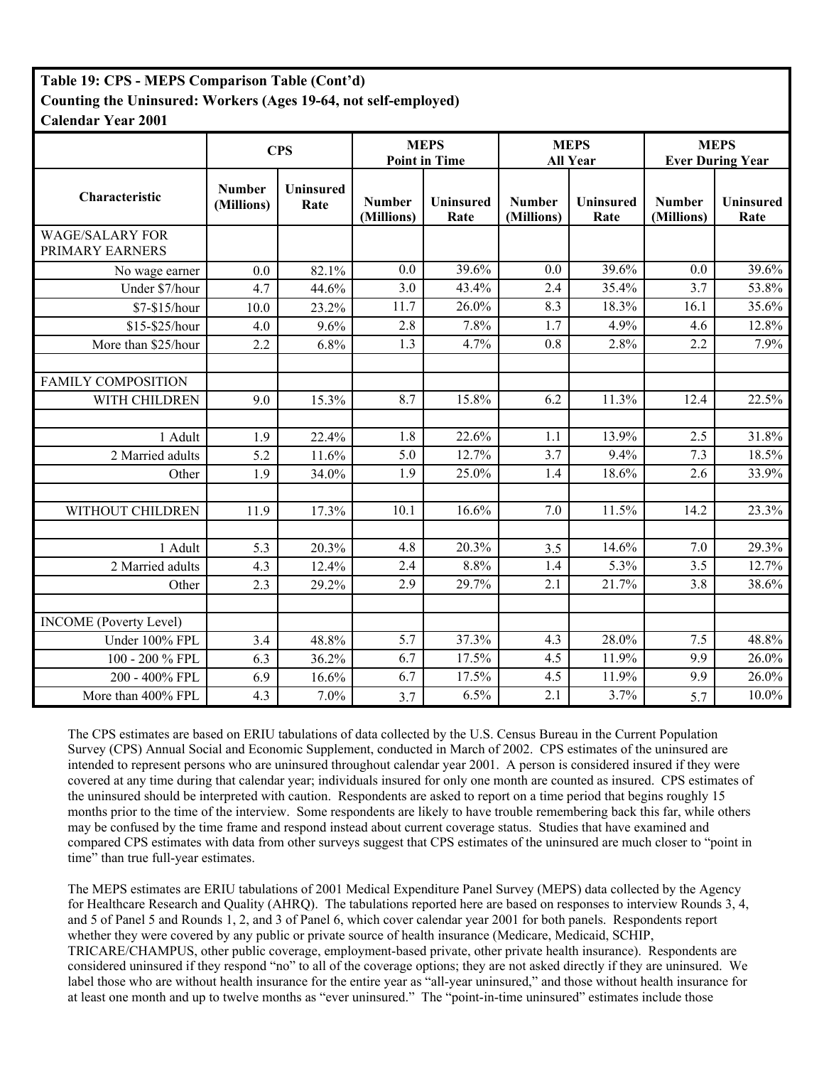**Table 19: CPS - MEPS Comparison Table (Cont'd)**
**Counting the Uninsured: Workers (Ages 19-64, not self-employed)**
**Calendar Year 2001**

| | CPS | | MEPS Point in Time | | MEPS All Year | | MEPS Ever During Year | |
|---|---|---|---|---|---|---|---|---|
| **Characteristic** | **Number (Millions)** | **Uninsured Rate** | **Number (Millions)** | **Uninsured Rate** | **Number (Millions)** | **Uninsured Rate** | **Number (Millions)** | **Uninsured Rate** |
| WAGE/SALARY FOR PRIMARY EARNERS | | | | | | | | |
| No wage earner | 0.0 | 82.1% | 0.0 | 39.6% | 0.0 | 39.6% | 0.0 | 39.6% |
| Under $7/hour | 4.7 | 44.6% | 3.0 | 43.4% | 2.4 | 35.4% | 3.7 | 53.8% |
| $7-$15/hour | 10.0 | 23.2% | 11.7 | 26.0% | 8.3 | 18.3% | 16.1 | 35.6% |
| $15-$25/hour | 4.0 | 9.6% | 2.8 | 7.8% | 1.7 | 4.9% | 4.6 | 12.8% |
| More than $25/hour | 2.2 | 6.8% | 1.3 | 4.7% | 0.8 | 2.8% | 2.2 | 7.9% |
| | | | | | | | | |
| FAMILY COMPOSITION | | | | | | | | |
| WITH CHILDREN | 9.0 | 15.3% | 8.7 | 15.8% | 6.2 | 11.3% | 12.4 | 22.5% |
| | | | | | | | | |
| 1 Adult | 1.9 | 22.4% | 1.8 | 22.6% | 1.1 | 13.9% | 2.5 | 31.8% |
| 2 Married adults | 5.2 | 11.6% | 5.0 | 12.7% | 3.7 | 9.4% | 7.3 | 18.5% |
| Other | 1.9 | 34.0% | 1.9 | 25.0% | 1.4 | 18.6% | 2.6 | 33.9% |
| | | | | | | | | |
| WITHOUT CHILDREN | 11.9 | 17.3% | 10.1 | 16.6% | 7.0 | 11.5% | 14.2 | 23.3% |
| | | | | | | | | |
| 1 Adult | 5.3 | 20.3% | 4.8 | 20.3% | 3.5 | 14.6% | 7.0 | 29.3% |
| 2 Married adults | 4.3 | 12.4% | 2.4 | 8.8% | 1.4 | 5.3% | 3.5 | 12.7% |
| Other | 2.3 | 29.2% | 2.9 | 29.7% | 2.1 | 21.7% | 3.8 | 38.6% |
| | | | | | | | | |
| INCOME (Poverty Level) | | | | | | | | |
| Under 100% FPL | 3.4 | 48.8% | 5.7 | 37.3% | 4.3 | 28.0% | 7.5 | 48.8% |
| 100 - 200 % FPL | 6.3 | 36.2% | 6.7 | 17.5% | 4.5 | 11.9% | 9.9 | 26.0% |
| 200 - 400% FPL | 6.9 | 16.6% | 6.7 | 17.5% | 4.5 | 11.9% | 9.9 | 26.0% |
| More than 400% FPL | 4.3 | 7.0% | 3.7 | 6.5% | 2.1 | 3.7% | 5.7 | 10.0% |

The CPS estimates are based on ERIU tabulations of data collected by the U.S. Census Bureau in the Current Population Survey (CPS) Annual Social and Economic Supplement, conducted in March of 2002. CPS estimates of the uninsured are intended to represent persons who are uninsured throughout calendar year 2001. A person is considered insured if they were covered at any time during that calendar year; individuals insured for only one month are counted as insured. CPS estimates of the uninsured should be interpreted with caution. Respondents are asked to report on a time period that begins roughly 15 months prior to the time of the interview. Some respondents are likely to have trouble remembering back this far, while others may be confused by the time frame and respond instead about current coverage status. Studies that have examined and compared CPS estimates with data from other surveys suggest that CPS estimates of the uninsured are much closer to "point in time" than true full-year estimates.

The MEPS estimates are ERIU tabulations of 2001 Medical Expenditure Panel Survey (MEPS) data collected by the Agency for Healthcare Research and Quality (AHRQ). The tabulations reported here are based on responses to interview Rounds 3, 4, and 5 of Panel 5 and Rounds 1, 2, and 3 of Panel 6, which cover calendar year 2001 for both panels. Respondents report whether they were covered by any public or private source of health insurance (Medicare, Medicaid, SCHIP, TRICARE/CHAMPUS, other public coverage, employment-based private, other private health insurance). Respondents are considered uninsured if they respond "no" to all of the coverage options; they are not asked directly if they are uninsured. We label those who are without health insurance for the entire year as "all-year uninsured," and those without health insurance for at least one month and up to twelve months as "ever uninsured." The "point-in-time uninsured" estimates include those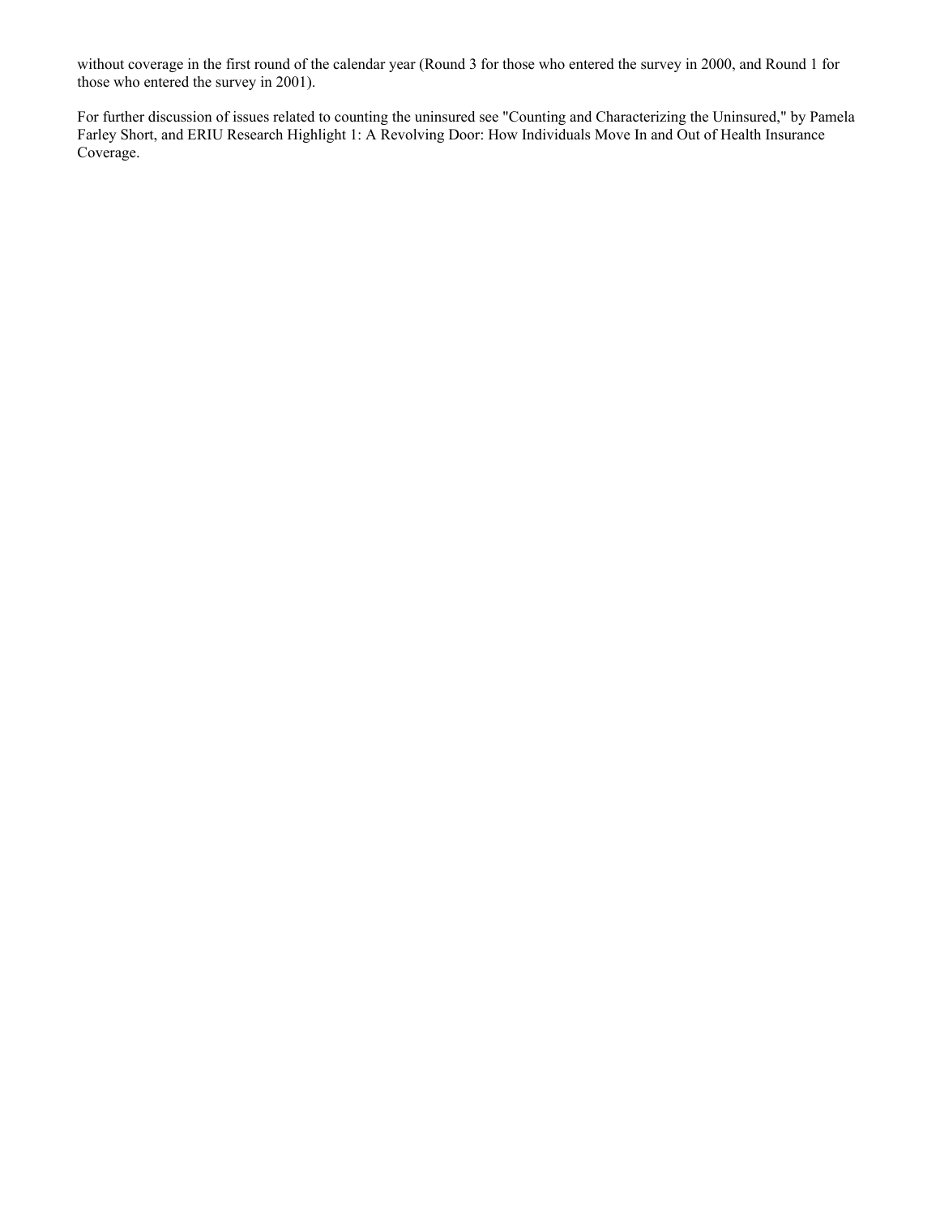without coverage in the first round of the calendar year (Round 3 for those who entered the survey in 2000, and Round 1 for those who entered the survey in 2001).

For further discussion of issues related to counting the uninsured see "Counting and Characterizing the Uninsured," by Pamela Farley Short, and ERIU Research Highlight 1: A Revolving Door: How Individuals Move In and Out of Health Insurance Coverage.